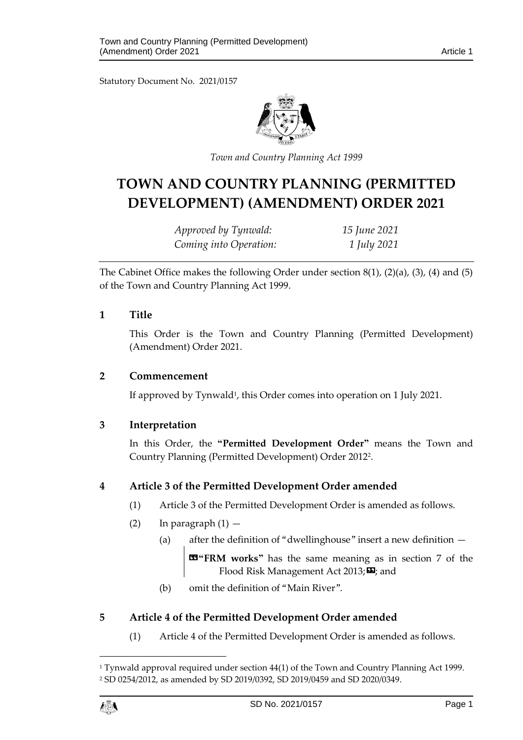Statutory Document No. 2021/0157

*Town and Country Planning Act 1999*

# TOWN AND COUNTRY PLANNING (PERMITTED DEVELOPMENT) (AMENDMENT) ORDER 2021

*Approved by Tynwald:* *15 June 2021*
*Coming into Operation:* *1 July 2021*

The Cabinet Office makes the following Order under section 8(1), (2)(a), (3), (4) and (5) of the Town and Country Planning Act 1999.

## 1 Title

This Order is the Town and Country Planning (Permitted Development) (Amendment) Order 2021.

## 2 Commencement

If approved by Tynwald[1], this Order comes into operation on 1 July 2021.

## 3 Interpretation

In this Order, the **"Permitted Development Order"** means the Town and Country Planning (Permitted Development) Order 2012[2].

## 4 Article 3 of the Permitted Development Order amended

(1) Article 3 of the Permitted Development Order is amended as follows.

(2) In paragraph (1) —

(a) after the definition of "dwellinghouse" insert a new definition —

«**"FRM works"** has the same meaning as in section 7 of the Flood Risk Management Act 2013;»; and

(b) omit the definition of "Main River".

## 5 Article 4 of the Permitted Development Order amended

(1) Article 4 of the Permitted Development Order is amended as follows.

---

[1] Tynwald approval required under section 44(1) of the Town and Country Planning Act 1999.

[2] SD 0254/2012, as amended by SD 2019/0392, SD 2019/0459 and SD 2020/0349.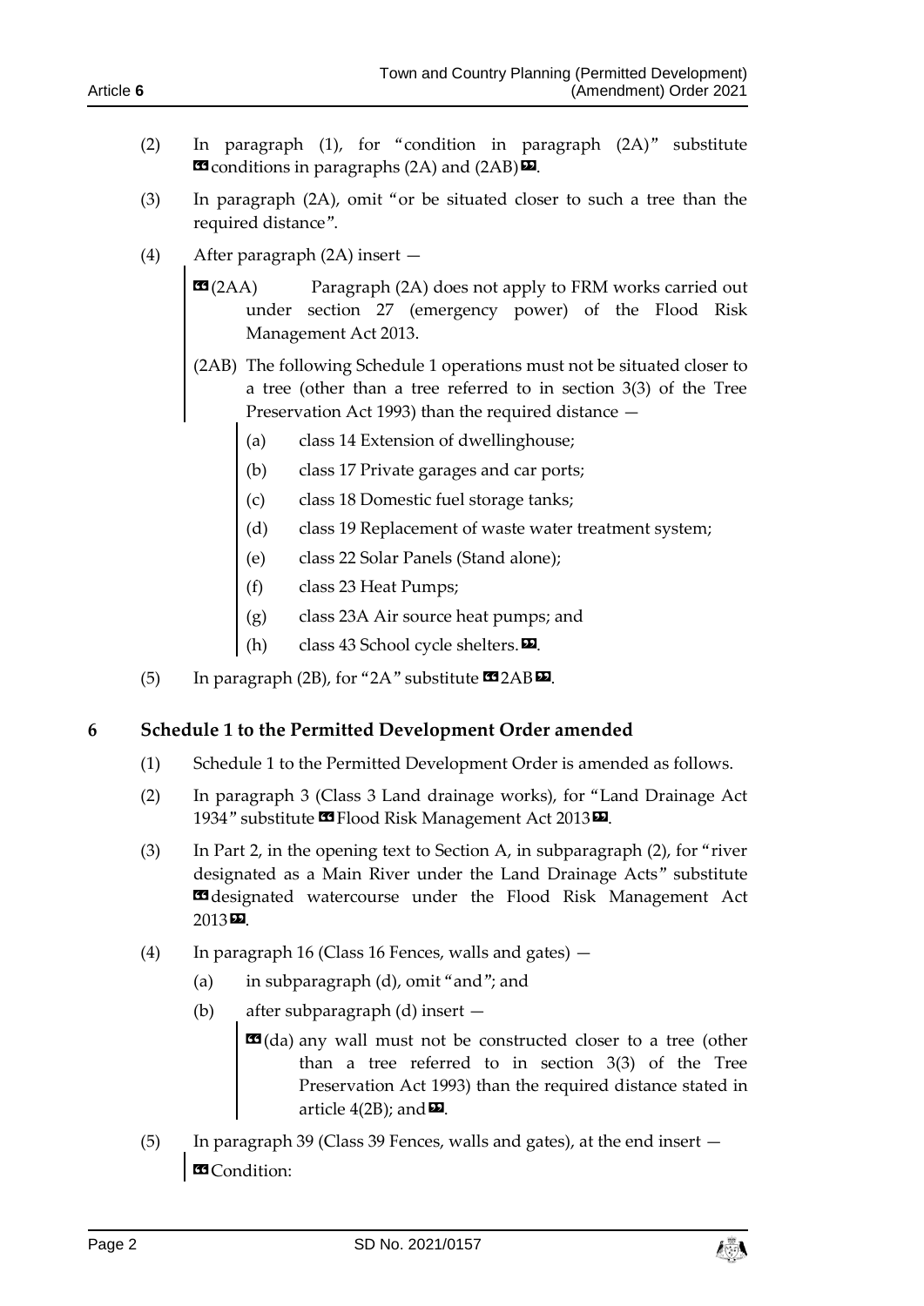(2) In paragraph (1), for "condition in paragraph (2A)" substitute «conditions in paragraphs (2A) and (2AB)».

(3) In paragraph (2A), omit "or be situated closer to such a tree than the required distance".

(4) After paragraph (2A) insert —

«(2AA) Paragraph (2A) does not apply to FRM works carried out under section 27 (emergency power) of the Flood Risk Management Act 2013.

(2AB) The following Schedule 1 operations must not be situated closer to a tree (other than a tree referred to in section 3(3) of the Tree Preservation Act 1993) than the required distance —

(a) class 14 Extension of dwellinghouse;

(b) class 17 Private garages and car ports;

(c) class 18 Domestic fuel storage tanks;

(d) class 19 Replacement of waste water treatment system;

(e) class 22 Solar Panels (Stand alone);

(f) class 23 Heat Pumps;

(g) class 23A Air source heat pumps; and

(h) class 43 School cycle shelters.».

(5) In paragraph (2B), for "2A" substitute «2AB».

## 6 Schedule 1 to the Permitted Development Order amended

(1) Schedule 1 to the Permitted Development Order is amended as follows.

(2) In paragraph 3 (Class 3 Land drainage works), for "Land Drainage Act 1934" substitute «Flood Risk Management Act 2013».

(3) In Part 2, in the opening text to Section A, in subparagraph (2), for "river designated as a Main River under the Land Drainage Acts" substitute «designated watercourse under the Flood Risk Management Act 2013».

(4) In paragraph 16 (Class 16 Fences, walls and gates) —

(a) in subparagraph (d), omit "and"; and

(b) after subparagraph (d) insert —

«(da) any wall must not be constructed closer to a tree (other than a tree referred to in section 3(3) of the Tree Preservation Act 1993) than the required distance stated in article 4(2B); and».

(5) In paragraph 39 (Class 39 Fences, walls and gates), at the end insert —

«Condition: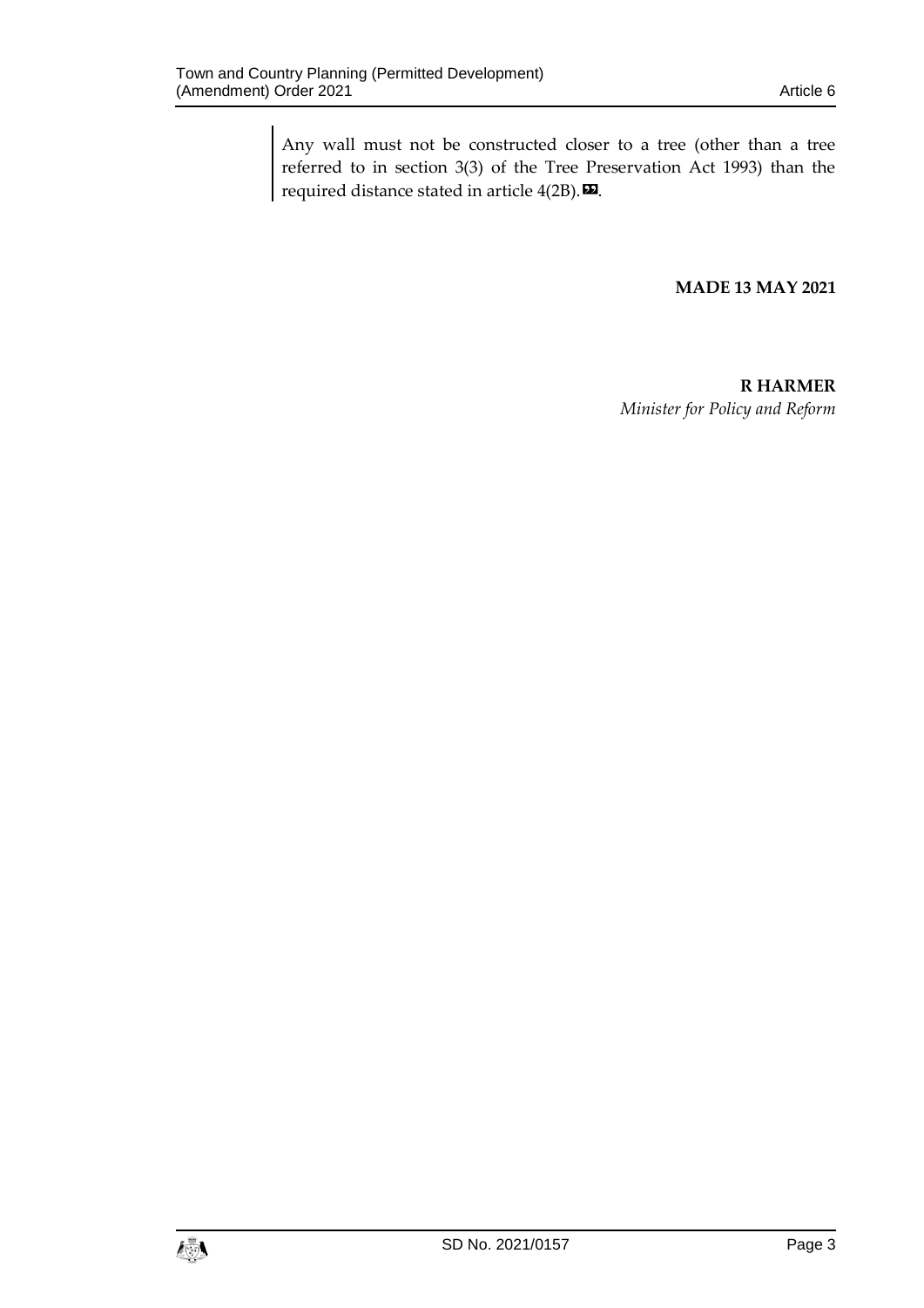Any wall must not be constructed closer to a tree (other than a tree referred to in section 3(3) of the Tree Preservation Act 1993) than the required distance stated in article 4(2B).».

**MADE 13 MAY 2021**

**R HARMER**
*Minister for Policy and Reform*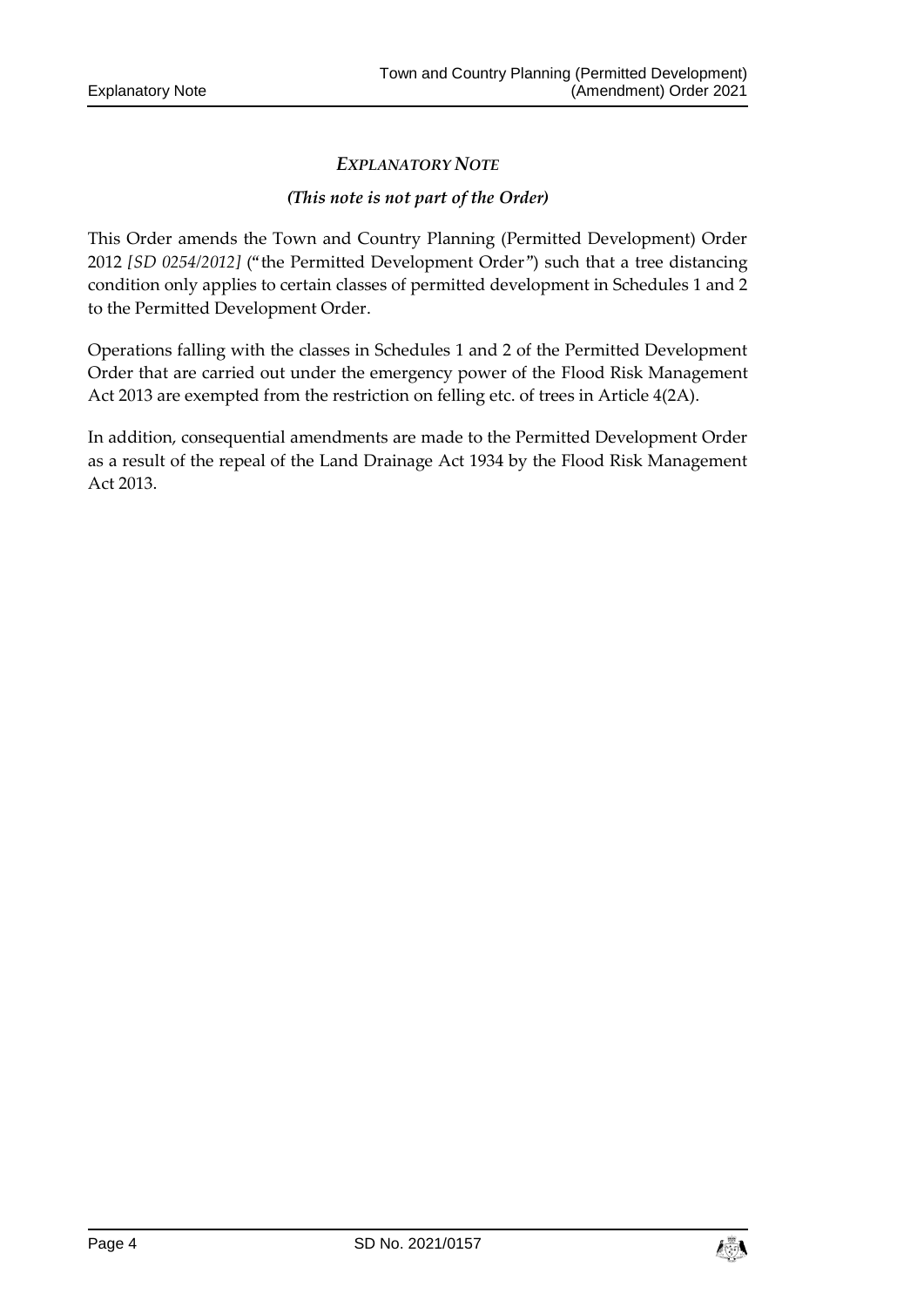## *EXPLANATORY NOTE*

### *(This note is not part of the Order)*

This Order amends the Town and Country Planning (Permitted Development) Order 2012 *[SD 0254/2012]* ("the Permitted Development Order") such that a tree distancing condition only applies to certain classes of permitted development in Schedules 1 and 2 to the Permitted Development Order.

Operations falling with the classes in Schedules 1 and 2 of the Permitted Development Order that are carried out under the emergency power of the Flood Risk Management Act 2013 are exempted from the restriction on felling etc. of trees in Article 4(2A).

In addition, consequential amendments are made to the Permitted Development Order as a result of the repeal of the Land Drainage Act 1934 by the Flood Risk Management Act 2013.